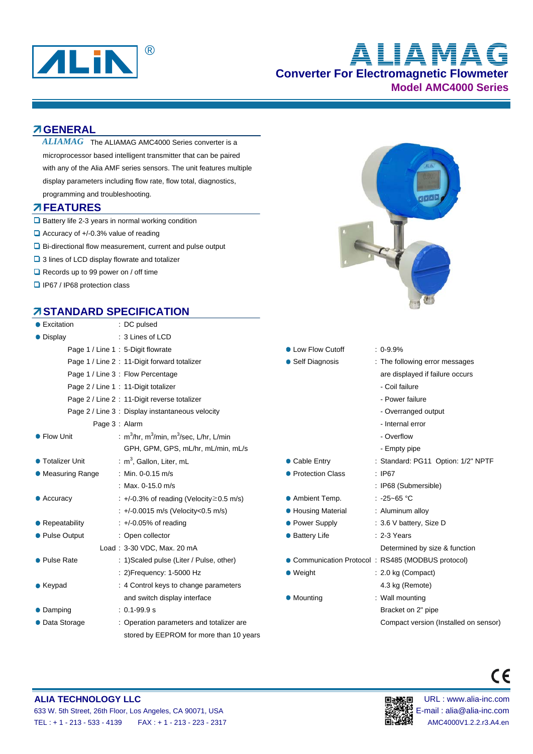# ALIAMAG

## Converter For Electromagnetic Flowmeter

### Model AMC4000 Series

## GENERAL

*ALIAMAG* The ALIAMAG AMC4000 Series converter is a microprocessor based intelligent transmitter that can be paired with any of the Alia AMF series sensors. The unit features multiple display parameters including flow rate, flow total, diagnostics, programming and troubleshooting.

## FEATURES

- Battery life 2-3 years in normal working condition
- Accuracy of +/-0.3% value of reading
- Bi-directional flow measurement, current and pulse output
- 3 lines of LCD display flowrate and totalizer
- Records up to 99 power on / off time
- IP67 / IP68 protection class

## STANDARD SPECIFICATION

| Item | | Specification |
|---|---|---|
| Excitation | | DC pulsed |
| Display | | 3 Lines of LCD |
| | Page 1 / Line 1 | 5-Digit flowrate |
| | Page 1 / Line 2 | 11-Digit forward totalizer |
| | Page 1 / Line 3 | Flow Percentage |
| | Page 2 / Line 1 | 11-Digit totalizer |
| | Page 2 / Line 2 | 11-Digit reverse totalizer |
| | Page 2 / Line 3 | Display instantaneous velocity |
| | Page 3 | Alarm |
| Flow Unit | | $m^3$/hr, $m^3$/min, $m^3$/sec, L/hr, L/min, GPH, GPM, GPS, mL/hr, mL/min, mL/s |
| Totalizer Unit | | $m^3$, Gallon, Liter, mL |
| Measuring Range | | Min. 0-0.15 m/s |
| | | Max. 0-15.0 m/s |
| Accuracy | | +/-0.3% of reading (Velocity≥0.5 m/s) |
| | | +/-0.0015 m/s (Velocity<0.5 m/s) |
| Repeatability | | +/-0.05% of reading |
| Pulse Output | | Open collector |
| | Load | 3-30 VDC, Max. 20 mA |
| Pulse Rate | | 1)Scaled pulse (Liter / Pulse, other) |
| | | 2)Frequency: 1-5000 Hz |
| Keypad | | 4 Control keys to change parameters and switch display interface |
| Damping | | 0.1-99.9 s |
| Data Storage | | Operation parameters and totalizer are stored by EEPROM for more than 10 years |
| Low Flow Cutoff | | 0-9.9% |
| Self Diagnosis | | The following error messages are displayed if failure occurs: - Coil failure - Power failure - Overranged output - Internal error - Overflow - Empty pipe |
| Cable Entry | | Standard: PG11 Option: 1/2" NPTF |
| Protection Class | | IP67 |
| | | IP68 (Submersible) |
| Ambient Temp. | | -25~65 °C |
| Housing Material | | Aluminum alloy |
| Power Supply | | 3.6 V battery, Size D |
| Battery Life | | 2-3 Years, Determined by size & function |
| Communication Protocol | | RS485 (MODBUS protocol) |
| Weight | | 2.0 kg (Compact) |
| | | 4.3 kg (Remote) |
| Mounting | | Wall mounting, Bracket on 2" pipe, Compact version (Installed on sensor) |

**ALIA TECHNOLOGY LLC**
633 W. 5th Street, 26th Floor, Los Angeles, CA 90071, USA
TEL : + 1 - 213 - 533 - 4139 FAX : + 1 - 213 - 223 - 2317

URL : www.alia-inc.com
E-mail : alia@alia-inc.com
AMC4000V1.2.2.r3.A4.en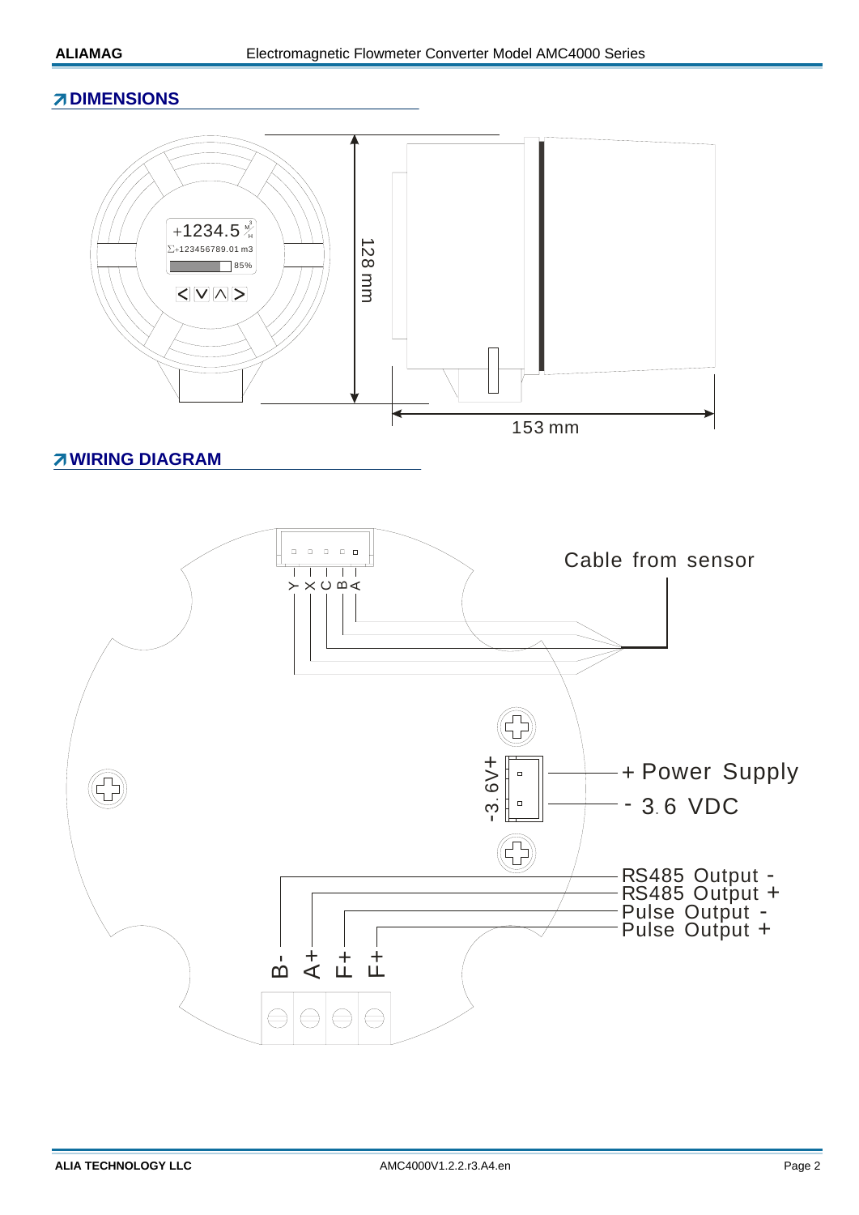## ↗ DIMENSIONS

+1234.5 $M^3/H$

∑+123456789.01 m3

85%

128 mm

153 mm

## ↗ WIRING DIAGRAM

Y X C B A

Cable from sensor

-3.6V+

+ Power Supply

- 3.6 VDC

RS485 Output -

RS485 Output +

Pulse Output -

Pulse Output +

B- A+ F+ F+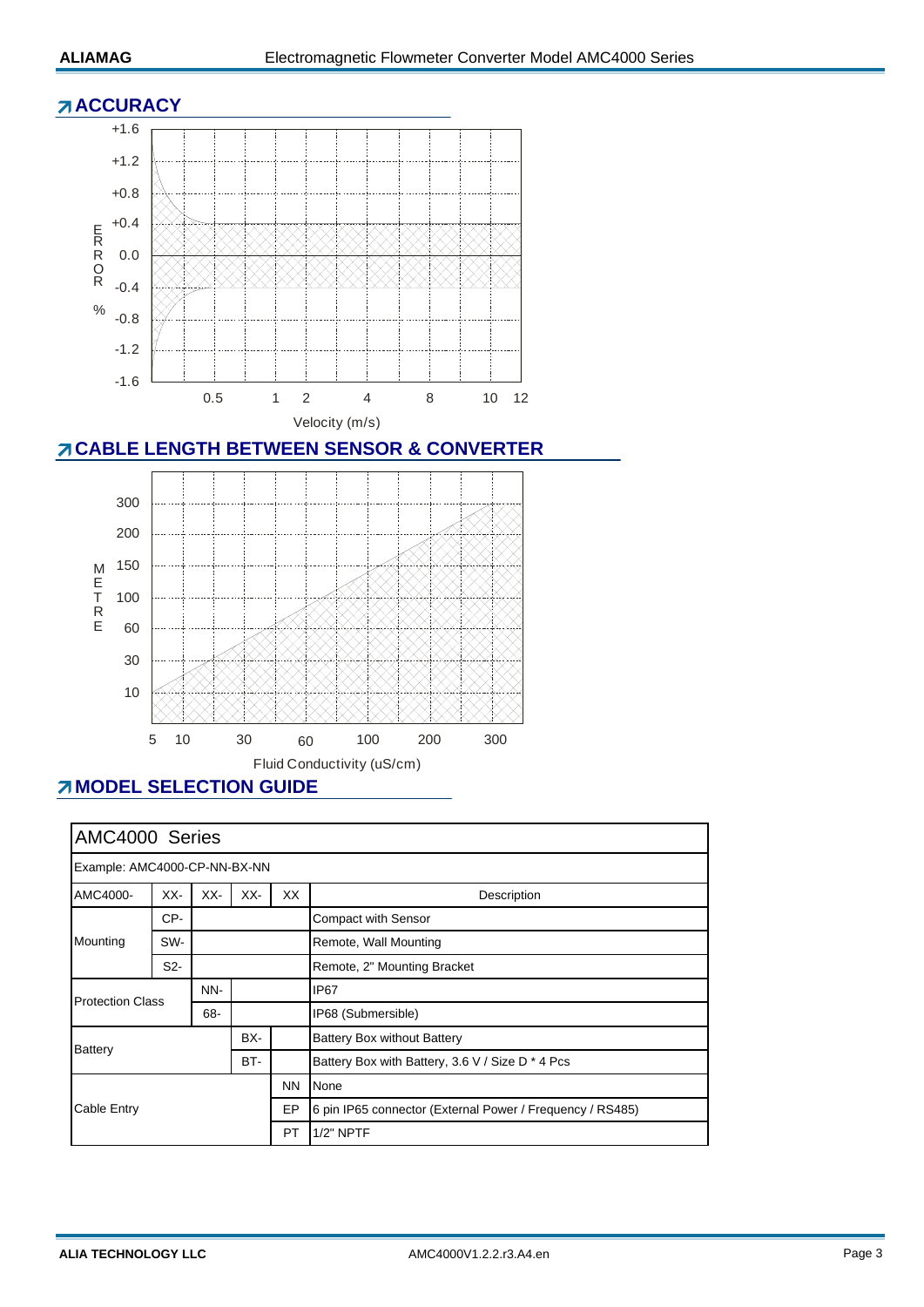## ACCURACY

ERROR %

+1.6
+1.2
+0.8
+0.4
0.0
-0.4
-0.8
-1.2
-1.6

0.5 1 2 4 8 10 12

Velocity (m/s)

## CABLE LENGTH BETWEEN SENSOR & CONVERTER

METRE

300
200
150
100
60
30
10

5 10 30 60 100 200 300

Fluid Conductivity (uS/cm)

## MODEL SELECTION GUIDE

| AMC4000 Series | | | | | |
|---|---|---|---|---|---|
| Example: AMC4000-CP-NN-BX-NN | | | | | |
| AMC4000- | XX- | XX- | XX- | XX | Description |
| Mounting | CP- | | | | Compact with Sensor |
| | SW- | | | | Remote, Wall Mounting |
| | S2- | | | | Remote, 2" Mounting Bracket |
| Protection Class | | NN- | | | IP67 |
| | | 68- | | | IP68 (Submersible) |
| Battery | | | BX- | | Battery Box without Battery |
| | | | BT- | | Battery Box with Battery, 3.6 V / Size D * 4 Pcs |
| Cable Entry | | | | NN | None |
| | | | | EP | 6 pin IP65 connector (External Power / Frequency / RS485) |
| | | | | PT | 1/2" NPTF |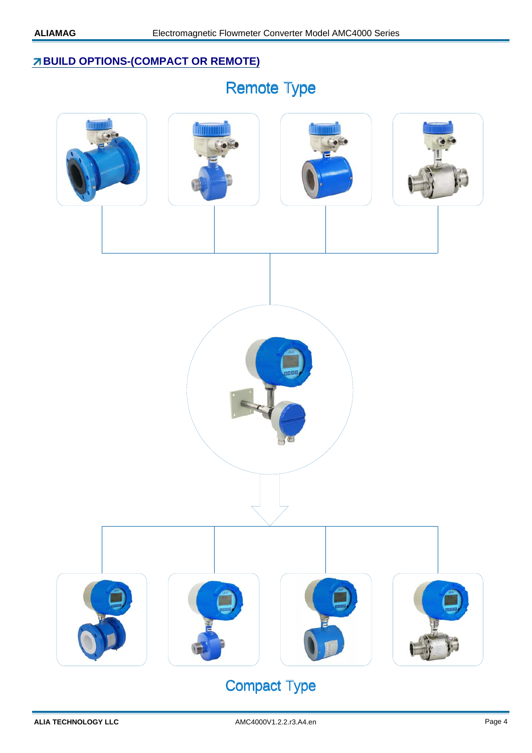## BUILD OPTIONS-(COMPACT OR REMOTE)

Remote Type

Compact Type